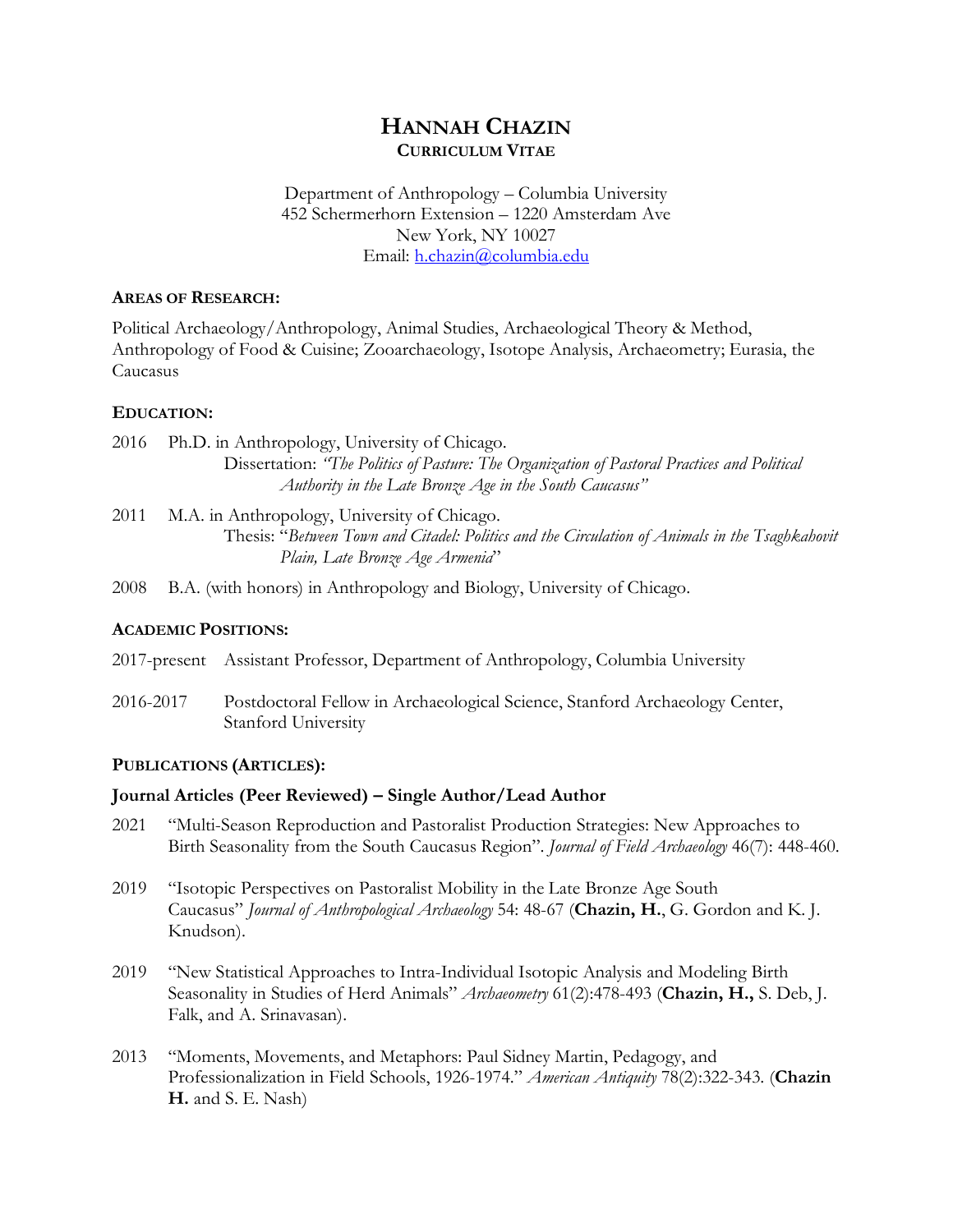# HANNAH CHAZIN
## CURRICULUM VITAE

Department of Anthropology – Columbia University
452 Schermerhorn Extension – 1220 Amsterdam Ave
New York, NY 10027
Email: h.chazin@columbia.edu

### AREAS OF RESEARCH:

Political Archaeology/Anthropology, Animal Studies, Archaeological Theory & Method, Anthropology of Food & Cuisine; Zooarchaeology, Isotope Analysis, Archaeometry; Eurasia, the Caucasus

### EDUCATION:

2016 Ph.D. in Anthropology, University of Chicago.
Dissertation: *"The Politics of Pasture: The Organization of Pastoral Practices and Political Authority in the Late Bronze Age in the South Caucasus"*

2011 M.A. in Anthropology, University of Chicago.
Thesis: "*Between Town and Citadel: Politics and the Circulation of Animals in the Tsaghkahovit Plain, Late Bronze Age Armenia*"

2008 B.A. (with honors) in Anthropology and Biology, University of Chicago.

### ACADEMIC POSITIONS:

2017-present Assistant Professor, Department of Anthropology, Columbia University

2016-2017 Postdoctoral Fellow in Archaeological Science, Stanford Archaeology Center, Stanford University

### PUBLICATIONS (ARTICLES):

**Journal Articles (Peer Reviewed) – Single Author/Lead Author**

2021 "Multi-Season Reproduction and Pastoralist Production Strategies: New Approaches to Birth Seasonality from the South Caucasus Region". *Journal of Field Archaeology* 46(7): 448-460.

2019 "Isotopic Perspectives on Pastoralist Mobility in the Late Bronze Age South Caucasus" *Journal of Anthropological Archaeology* 54: 48-67 (**Chazin, H.**, G. Gordon and K. J. Knudson).

2019 "New Statistical Approaches to Intra-Individual Isotopic Analysis and Modeling Birth Seasonality in Studies of Herd Animals" *Archaeometry* 61(2):478-493 (**Chazin, H.,** S. Deb, J. Falk, and A. Srinavasan).

2013 "Moments, Movements, and Metaphors: Paul Sidney Martin, Pedagogy, and Professionalization in Field Schools, 1926-1974." *American Antiquity* 78(2):322-343. (**Chazin H.** and S. E. Nash)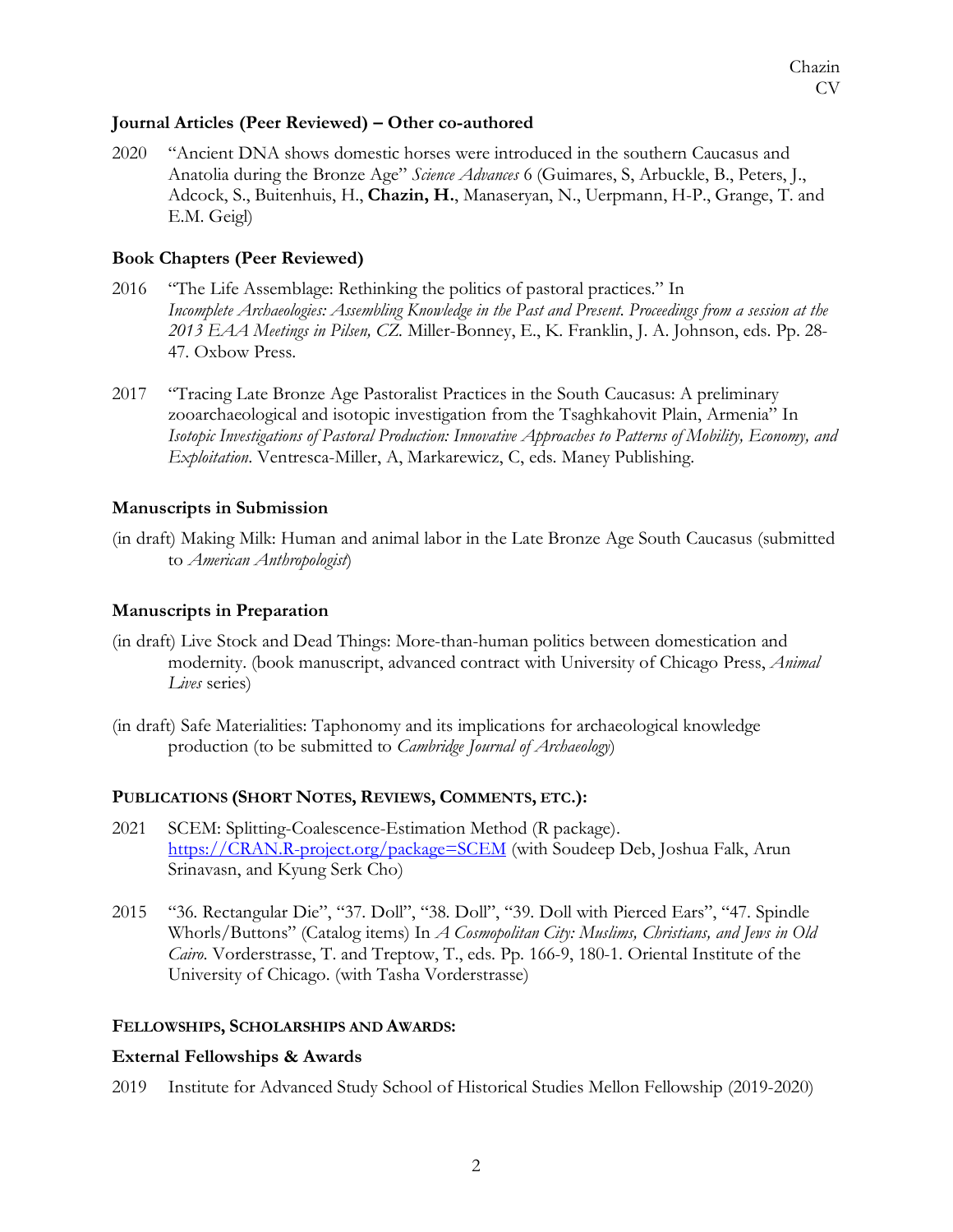### Journal Articles (Peer Reviewed) – Other co-authored

2020 "Ancient DNA shows domestic horses were introduced in the southern Caucasus and Anatolia during the Bronze Age" *Science Advances* 6 (Guimares, S, Arbuckle, B., Peters, J., Adcock, S., Buitenhuis, H., **Chazin, H.**, Manaseryan, N., Uerpmann, H-P., Grange, T. and E.M. Geigl)

### Book Chapters (Peer Reviewed)

2016 "The Life Assemblage: Rethinking the politics of pastoral practices." In *Incomplete Archaeologies: Assembling Knowledge in the Past and Present. Proceedings from a session at the 2013 EAA Meetings in Pilsen, CZ.* Miller-Bonney, E., K. Franklin, J. A. Johnson, eds. Pp. 28-47. Oxbow Press.

2017 "Tracing Late Bronze Age Pastoralist Practices in the South Caucasus: A preliminary zooarchaeological and isotopic investigation from the Tsaghkahovit Plain, Armenia" In *Isotopic Investigations of Pastoral Production: Innovative Approaches to Patterns of Mobility, Economy, and Exploitation*. Ventresca-Miller, A, Markarewicz, C, eds. Maney Publishing.

### Manuscripts in Submission

(in draft) Making Milk: Human and animal labor in the Late Bronze Age South Caucasus (submitted to *American Anthropologist*)

### Manuscripts in Preparation

(in draft) Live Stock and Dead Things: More-than-human politics between domestication and modernity. (book manuscript, advanced contract with University of Chicago Press, *Animal Lives* series)

(in draft) Safe Materialities: Taphonomy and its implications for archaeological knowledge production (to be submitted to *Cambridge Journal of Archaeology*)

## PUBLICATIONS (SHORT NOTES, REVIEWS, COMMENTS, ETC.):

2021 SCEM: Splitting-Coalescence-Estimation Method (R package). [https://CRAN.R-project.org/package=SCEM](https://CRAN.R-project.org/package=SCEM) (with Soudeep Deb, Joshua Falk, Arun Srinavasn, and Kyung Serk Cho)

2015 "36. Rectangular Die", "37. Doll", "38. Doll", "39. Doll with Pierced Ears", "47. Spindle Whorls/Buttons" (Catalog items) In *A Cosmopolitan City: Muslims, Christians, and Jews in Old Cairo*. Vorderstrasse, T. and Treptow, T., eds. Pp. 166-9, 180-1. Oriental Institute of the University of Chicago. (with Tasha Vorderstrasse)

## FELLOWSHIPS, SCHOLARSHIPS AND AWARDS:

### External Fellowships & Awards

2019 Institute for Advanced Study School of Historical Studies Mellon Fellowship (2019-2020)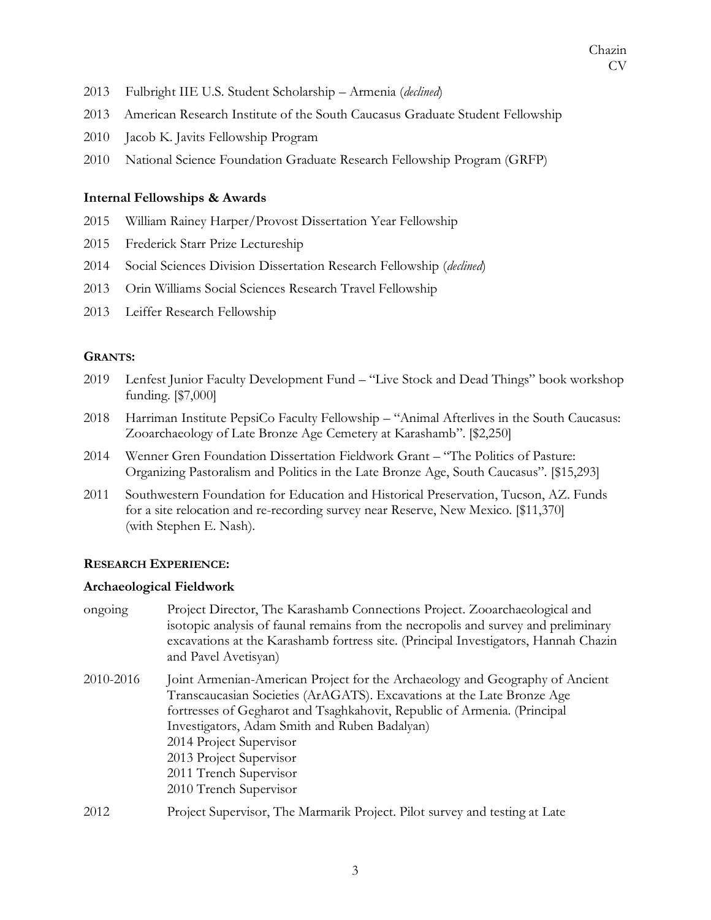2013 Fulbright IIE U.S. Student Scholarship – Armenia (*declined*)

2013 American Research Institute of the South Caucasus Graduate Student Fellowship

2010 Jacob K. Javits Fellowship Program

2010 National Science Foundation Graduate Research Fellowship Program (GRFP)

### Internal Fellowships & Awards

2015 William Rainey Harper/Provost Dissertation Year Fellowship

2015 Frederick Starr Prize Lectureship

2014 Social Sciences Division Dissertation Research Fellowship (*declined*)

2013 Orin Williams Social Sciences Research Travel Fellowship

2013 Leiffer Research Fellowship

## GRANTS:

2019 Lenfest Junior Faculty Development Fund – "Live Stock and Dead Things" book workshop funding. [$7,000]

2018 Harriman Institute PepsiCo Faculty Fellowship – "Animal Afterlives in the South Caucasus: Zooarchaeology of Late Bronze Age Cemetery at Karashamb". [$2,250]

2014 Wenner Gren Foundation Dissertation Fieldwork Grant – "The Politics of Pasture: Organizing Pastoralism and Politics in the Late Bronze Age, South Caucasus". [$15,293]

2011 Southwestern Foundation for Education and Historical Preservation, Tucson, AZ. Funds for a site relocation and re-recording survey near Reserve, New Mexico. [$11,370] (with Stephen E. Nash).

## RESEARCH EXPERIENCE:

### Archaeological Fieldwork

ongoing Project Director, The Karashamb Connections Project. Zooarchaeological and isotopic analysis of faunal remains from the necropolis and survey and preliminary excavations at the Karashamb fortress site. (Principal Investigators, Hannah Chazin and Pavel Avetisyan)

2010-2016 Joint Armenian-American Project for the Archaeology and Geography of Ancient Transcaucasian Societies (ArAGATS). Excavations at the Late Bronze Age fortresses of Gegharot and Tsaghkahovit, Republic of Armenia. (Principal Investigators, Adam Smith and Ruben Badalyan)
2014 Project Supervisor
2013 Project Supervisor
2011 Trench Supervisor
2010 Trench Supervisor

2012 Project Supervisor, The Marmarik Project. Pilot survey and testing at Late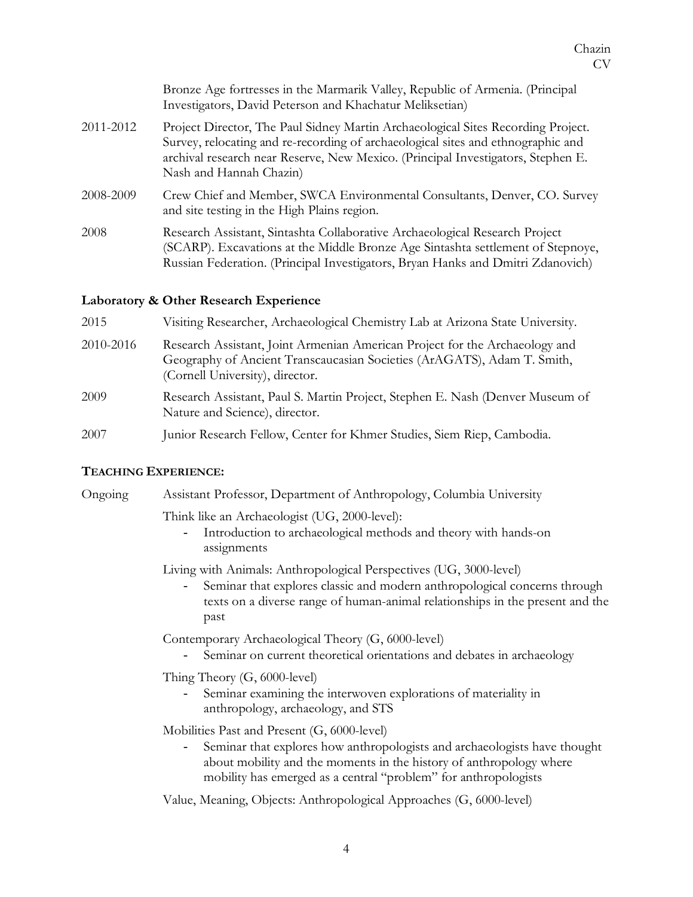Bronze Age fortresses in the Marmarik Valley, Republic of Armenia. (Principal Investigators, David Peterson and Khachatur Meliksetian)

2011-2012 Project Director, The Paul Sidney Martin Archaeological Sites Recording Project. Survey, relocating and re-recording of archaeological sites and ethnographic and archival research near Reserve, New Mexico. (Principal Investigators, Stephen E. Nash and Hannah Chazin)

2008-2009 Crew Chief and Member, SWCA Environmental Consultants, Denver, CO. Survey and site testing in the High Plains region.

2008 Research Assistant, Sintashta Collaborative Archaeological Research Project (SCARP). Excavations at the Middle Bronze Age Sintashta settlement of Stepnoye, Russian Federation. (Principal Investigators, Bryan Hanks and Dmitri Zdanovich)

### Laboratory & Other Research Experience

2015 Visiting Researcher, Archaeological Chemistry Lab at Arizona State University.

2010-2016 Research Assistant, Joint Armenian American Project for the Archaeology and Geography of Ancient Transcaucasian Societies (ArAGATS), Adam T. Smith, (Cornell University), director.

2009 Research Assistant, Paul S. Martin Project, Stephen E. Nash (Denver Museum of Nature and Science), director.

2007 Junior Research Fellow, Center for Khmer Studies, Siem Riep, Cambodia.

## TEACHING EXPERIENCE:

Ongoing Assistant Professor, Department of Anthropology, Columbia University

Think like an Archaeologist (UG, 2000-level):

- Introduction to archaeological methods and theory with hands-on assignments

Living with Animals: Anthropological Perspectives (UG, 3000-level)

- Seminar that explores classic and modern anthropological concerns through texts on a diverse range of human-animal relationships in the present and the past

Contemporary Archaeological Theory (G, 6000-level)

- Seminar on current theoretical orientations and debates in archaeology

Thing Theory (G, 6000-level)

- Seminar examining the interwoven explorations of materiality in anthropology, archaeology, and STS

Mobilities Past and Present (G, 6000-level)

- Seminar that explores how anthropologists and archaeologists have thought about mobility and the moments in the history of anthropology where mobility has emerged as a central "problem" for anthropologists

Value, Meaning, Objects: Anthropological Approaches (G, 6000-level)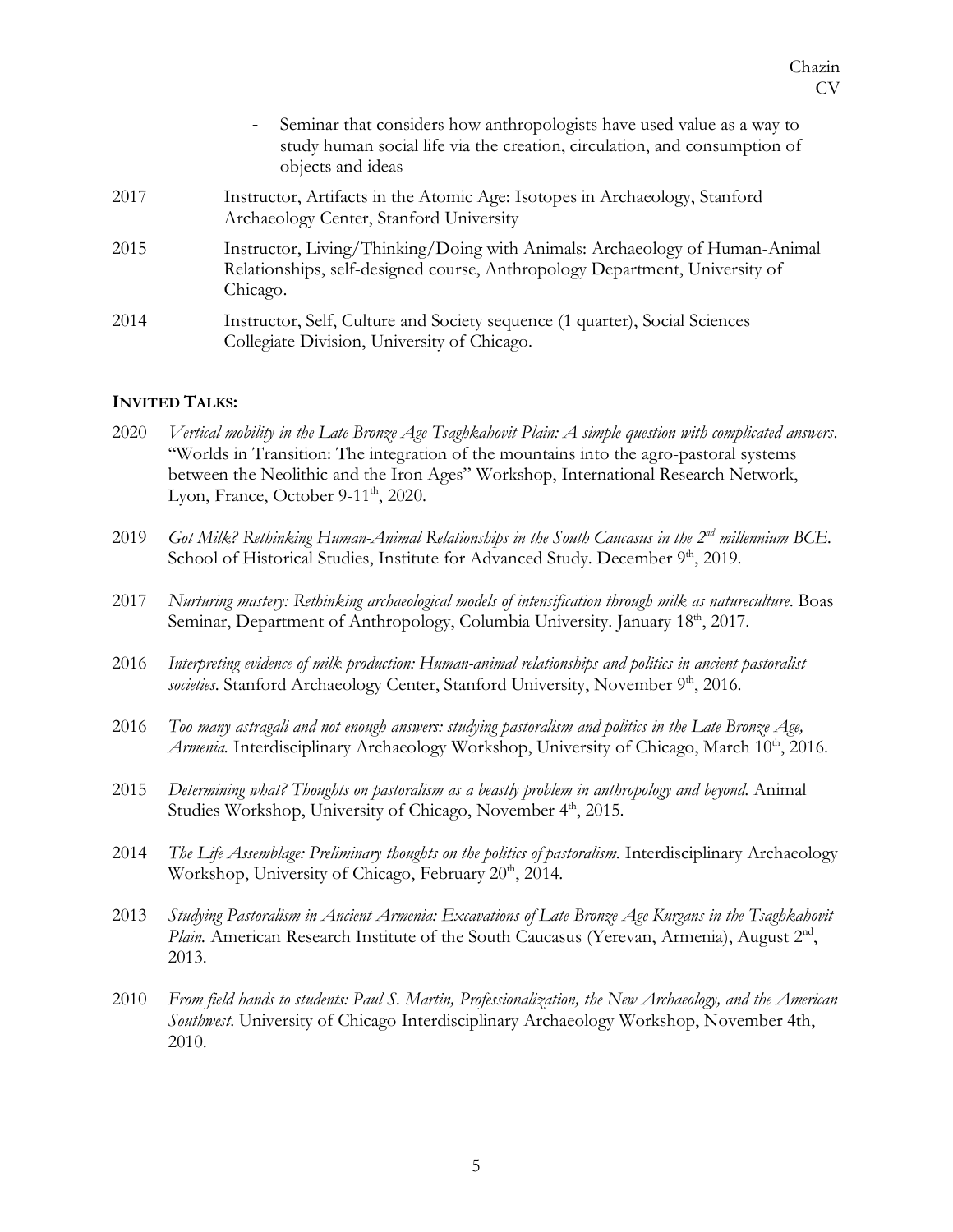- Seminar that considers how anthropologists have used value as a way to study human social life via the creation, circulation, and consumption of objects and ideas

2017 Instructor, Artifacts in the Atomic Age: Isotopes in Archaeology, Stanford Archaeology Center, Stanford University

2015 Instructor, Living/Thinking/Doing with Animals: Archaeology of Human-Animal Relationships, self-designed course, Anthropology Department, University of Chicago.

2014 Instructor, Self, Culture and Society sequence (1 quarter), Social Sciences Collegiate Division, University of Chicago.

## INVITED TALKS:

2020 *Vertical mobility in the Late Bronze Age Tsaghkahovit Plain: A simple question with complicated answers*. "Worlds in Transition: The integration of the mountains into the agro-pastoral systems between the Neolithic and the Iron Ages" Workshop, International Research Network, Lyon, France, October 9-11th, 2020.

2019 *Got Milk? Rethinking Human-Animal Relationships in the South Caucasus in the 2nd millennium BCE*. School of Historical Studies, Institute for Advanced Study. December 9th, 2019.

2017 *Nurturing mastery: Rethinking archaeological models of intensification through milk as natureculture*. Boas Seminar, Department of Anthropology, Columbia University. January 18th, 2017.

2016 *Interpreting evidence of milk production: Human-animal relationships and politics in ancient pastoralist societies*. Stanford Archaeology Center, Stanford University, November 9th, 2016.

2016 *Too many astragali and not enough answers: studying pastoralism and politics in the Late Bronze Age, Armenia.* Interdisciplinary Archaeology Workshop, University of Chicago, March 10th, 2016.

2015 *Determining what? Thoughts on pastoralism as a beastly problem in anthropology and beyond.* Animal Studies Workshop, University of Chicago, November 4th, 2015.

2014 *The Life Assemblage: Preliminary thoughts on the politics of pastoralism.* Interdisciplinary Archaeology Workshop, University of Chicago, February 20th, 2014.

2013 *Studying Pastoralism in Ancient Armenia: Excavations of Late Bronze Age Kurgans in the Tsaghkahovit Plain.* American Research Institute of the South Caucasus (Yerevan, Armenia), August 2nd, 2013.

2010 *From field hands to students: Paul S. Martin, Professionalization, the New Archaeology, and the American Southwest*. University of Chicago Interdisciplinary Archaeology Workshop, November 4th, 2010.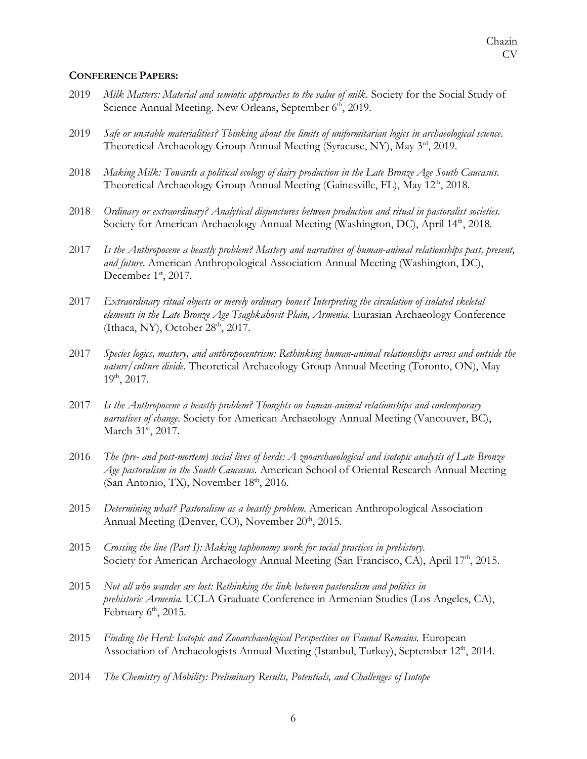## CONFERENCE PAPERS:

2019 *Milk Matters: Material and semiotic approaches to the value of milk*. Society for the Social Study of Science Annual Meeting. New Orleans, September 6th, 2019.

2019 *Safe or unstable materialities? Thinking about the limits of uniformitarian logics in archaeological science*. Theoretical Archaeology Group Annual Meeting (Syracuse, NY), May 3rd, 2019.

2018 *Making Milk: Towards a political ecology of dairy production in the Late Bronze Age South Caucasus.* Theoretical Archaeology Group Annual Meeting (Gainesville, FL), May 12th, 2018.

2018 *Ordinary or extraordinary? Analytical disjunctures between production and ritual in pastoralist societies.* Society for American Archaeology Annual Meeting (Washington, DC), April 14th, 2018.

2017 *Is the Anthropocene a beastly problem? Mastery and narratives of human-animal relationships past, present, and future*. American Anthropological Association Annual Meeting (Washington, DC), December 1st, 2017.

2017 *Extraordinary ritual objects or merely ordinary bones? Interpreting the circulation of isolated skeletal elements in the Late Bronze Age Tsaghkahovit Plain, Armenia.* Eurasian Archaeology Conference (Ithaca, NY), October 28th, 2017.

2017 *Species logics, mastery, and anthropocentrism: Rethinking human-animal relationships across and outside the nature/culture divide.* Theoretical Archaeology Group Annual Meeting (Toronto, ON), May 19th, 2017.

2017 *Is the Anthropocene a beastly problem? Thoughts on human-animal relationships and contemporary narratives of change*. Society for American Archaeology Annual Meeting (Vancouver, BC), March 31st, 2017.

2016 *The (pre- and post-mortem) social lives of herds: A zooarchaeological and isotopic analysis of Late Bronze Age pastoralism in the South Caucasus.* American School of Oriental Research Annual Meeting (San Antonio, TX), November 18th, 2016.

2015 *Determining what? Pastoralism as a beastly problem.* American Anthropological Association Annual Meeting (Denver, CO), November 20th, 2015.

2015 *Crossing the line (Part I): Making taphonomy work for social practices in prehistory.* Society for American Archaeology Annual Meeting (San Francisco, CA), April 17th, 2015.

2015 *Not all who wander are lost: Rethinking the link between pastoralism and politics in prehistoric Armenia.* UCLA Graduate Conference in Armenian Studies (Los Angeles, CA), February 6th, 2015.

2015 *Finding the Herd: Isotopic and Zooarchaeological Perspectives on Faunal Remains.* European Association of Archaeologists Annual Meeting (Istanbul, Turkey), September 12th, 2014.

2014 *The Chemistry of Mobility: Preliminary Results, Potentials, and Challenges of Isotope*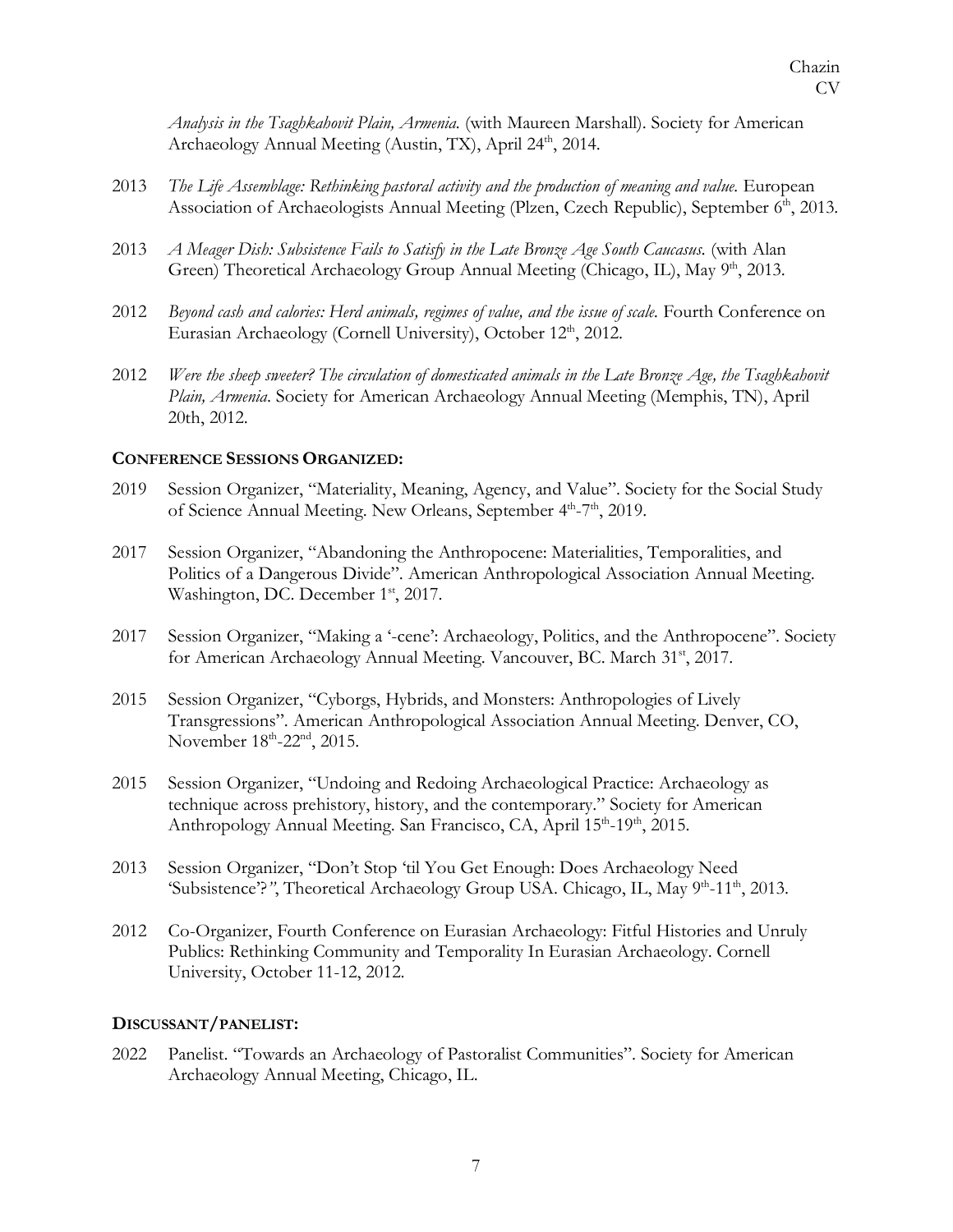*Analysis in the Tsaghkahovit Plain, Armenia.* (with Maureen Marshall). Society for American Archaeology Annual Meeting (Austin, TX), April 24th, 2014.

2013 *The Life Assemblage: Rethinking pastoral activity and the production of meaning and value.* European Association of Archaeologists Annual Meeting (Plzen, Czech Republic), September 6th, 2013.

2013 *A Meager Dish: Subsistence Fails to Satisfy in the Late Bronze Age South Caucasus.* (with Alan Green) Theoretical Archaeology Group Annual Meeting (Chicago, IL), May 9th, 2013.

2012 *Beyond cash and calories: Herd animals, regimes of value, and the issue of scale.* Fourth Conference on Eurasian Archaeology (Cornell University), October 12th, 2012.

2012 *Were the sheep sweeter? The circulation of domesticated animals in the Late Bronze Age, the Tsaghkahovit Plain, Armenia.* Society for American Archaeology Annual Meeting (Memphis, TN), April 20th, 2012.

**CONFERENCE SESSIONS ORGANIZED:**

2019 Session Organizer, "Materiality, Meaning, Agency, and Value". Society for the Social Study of Science Annual Meeting. New Orleans, September 4th-7th, 2019.

2017 Session Organizer, "Abandoning the Anthropocene: Materialities, Temporalities, and Politics of a Dangerous Divide". American Anthropological Association Annual Meeting. Washington, DC. December 1st, 2017.

2017 Session Organizer, "Making a '-cene': Archaeology, Politics, and the Anthropocene". Society for American Archaeology Annual Meeting. Vancouver, BC. March 31st, 2017.

2015 Session Organizer, "Cyborgs, Hybrids, and Monsters: Anthropologies of Lively Transgressions". American Anthropological Association Annual Meeting. Denver, CO, November 18th-22nd, 2015.

2015 Session Organizer, "Undoing and Redoing Archaeological Practice: Archaeology as technique across prehistory, history, and the contemporary." Society for American Anthropology Annual Meeting. San Francisco, CA, April 15th-19th, 2015.

2013 Session Organizer, "Don't Stop 'til You Get Enough: Does Archaeology Need 'Subsistence'?", Theoretical Archaeology Group USA. Chicago, IL, May 9th-11th, 2013.

2012 Co-Organizer, Fourth Conference on Eurasian Archaeology: Fitful Histories and Unruly Publics: Rethinking Community and Temporality In Eurasian Archaeology. Cornell University, October 11-12, 2012.

**DISCUSSANT/PANELIST:**

2022 Panelist. "Towards an Archaeology of Pastoralist Communities". Society for American Archaeology Annual Meeting, Chicago, IL.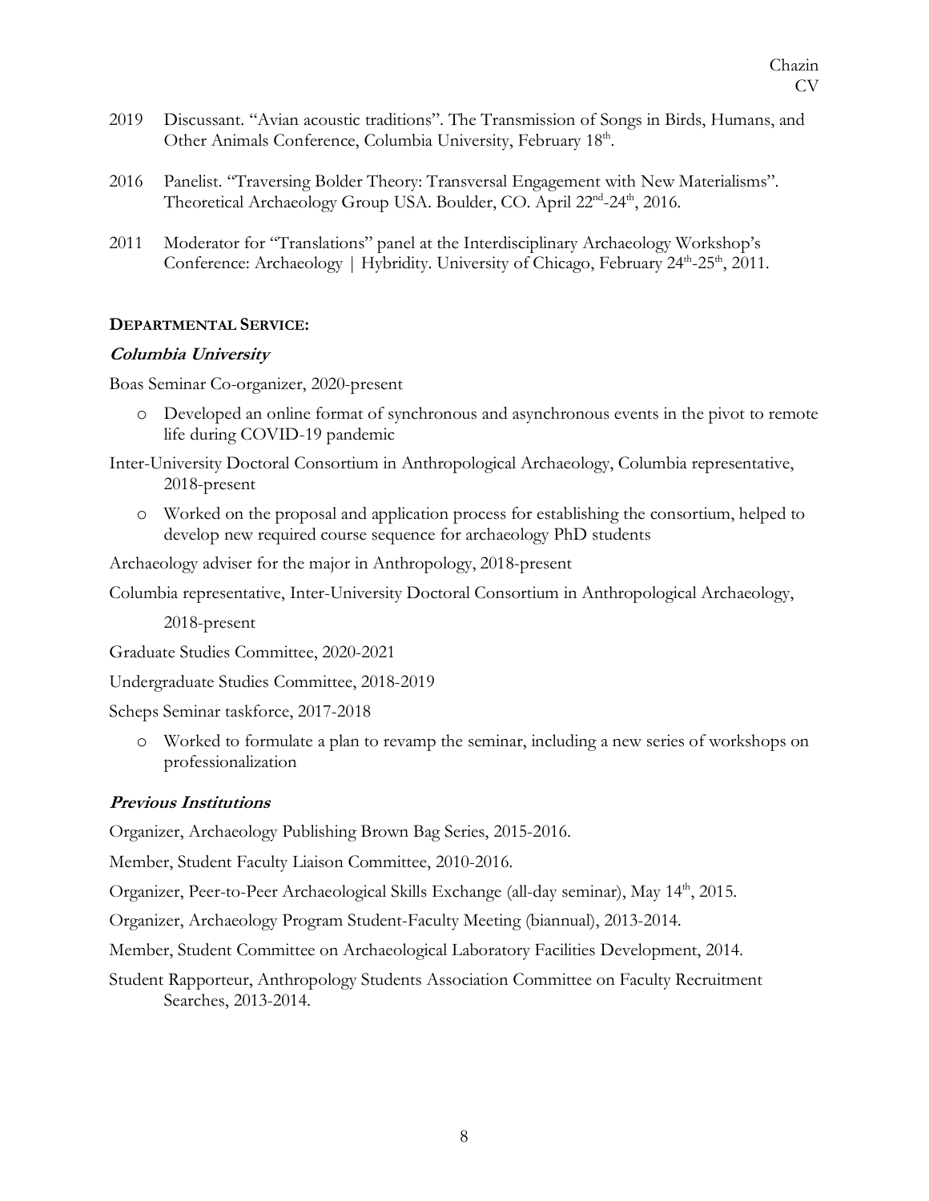2019 Discussant. "Avian acoustic traditions". The Transmission of Songs in Birds, Humans, and Other Animals Conference, Columbia University, February 18th.

2016 Panelist. "Traversing Bolder Theory: Transversal Engagement with New Materialisms". Theoretical Archaeology Group USA. Boulder, CO. April 22nd-24th, 2016.

2011 Moderator for "Translations" panel at the Interdisciplinary Archaeology Workshop's Conference: Archaeology | Hybridity. University of Chicago, February 24th-25th, 2011.

**DEPARTMENTAL SERVICE:**

***Columbia University***

Boas Seminar Co-organizer, 2020-present

- Developed an online format of synchronous and asynchronous events in the pivot to remote life during COVID-19 pandemic

Inter-University Doctoral Consortium in Anthropological Archaeology, Columbia representative, 2018-present

- Worked on the proposal and application process for establishing the consortium, helped to develop new required course sequence for archaeology PhD students

Archaeology adviser for the major in Anthropology, 2018-present

Columbia representative, Inter-University Doctoral Consortium in Anthropological Archaeology, 2018-present

Graduate Studies Committee, 2020-2021

Undergraduate Studies Committee, 2018-2019

Scheps Seminar taskforce, 2017-2018

- Worked to formulate a plan to revamp the seminar, including a new series of workshops on professionalization

***Previous Institutions***

Organizer, Archaeology Publishing Brown Bag Series, 2015-2016.

Member, Student Faculty Liaison Committee, 2010-2016.

Organizer, Peer-to-Peer Archaeological Skills Exchange (all-day seminar), May 14th, 2015.

Organizer, Archaeology Program Student-Faculty Meeting (biannual), 2013-2014.

Member, Student Committee on Archaeological Laboratory Facilities Development, 2014.

Student Rapporteur, Anthropology Students Association Committee on Faculty Recruitment Searches, 2013-2014.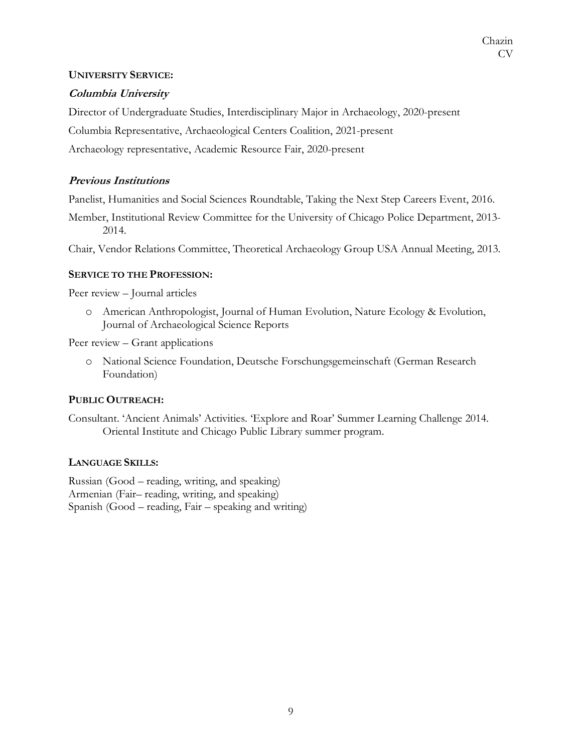## UNIVERSITY SERVICE:

### *Columbia University*

Director of Undergraduate Studies, Interdisciplinary Major in Archaeology, 2020-present

Columbia Representative, Archaeological Centers Coalition, 2021-present

Archaeology representative, Academic Resource Fair, 2020-present

### *Previous Institutions*

Panelist, Humanities and Social Sciences Roundtable, Taking the Next Step Careers Event, 2016.

Member, Institutional Review Committee for the University of Chicago Police Department, 2013-2014.

Chair, Vendor Relations Committee, Theoretical Archaeology Group USA Annual Meeting, 2013.

## SERVICE TO THE PROFESSION:

Peer review – Journal articles

- American Anthropologist, Journal of Human Evolution, Nature Ecology & Evolution, Journal of Archaeological Science Reports

Peer review – Grant applications

- National Science Foundation, Deutsche Forschungsgemeinschaft (German Research Foundation)

## PUBLIC OUTREACH:

Consultant. 'Ancient Animals' Activities. 'Explore and Roar' Summer Learning Challenge 2014. Oriental Institute and Chicago Public Library summer program.

## LANGUAGE SKILLS:

Russian (Good – reading, writing, and speaking)
Armenian (Fair– reading, writing, and speaking)
Spanish (Good – reading, Fair – speaking and writing)